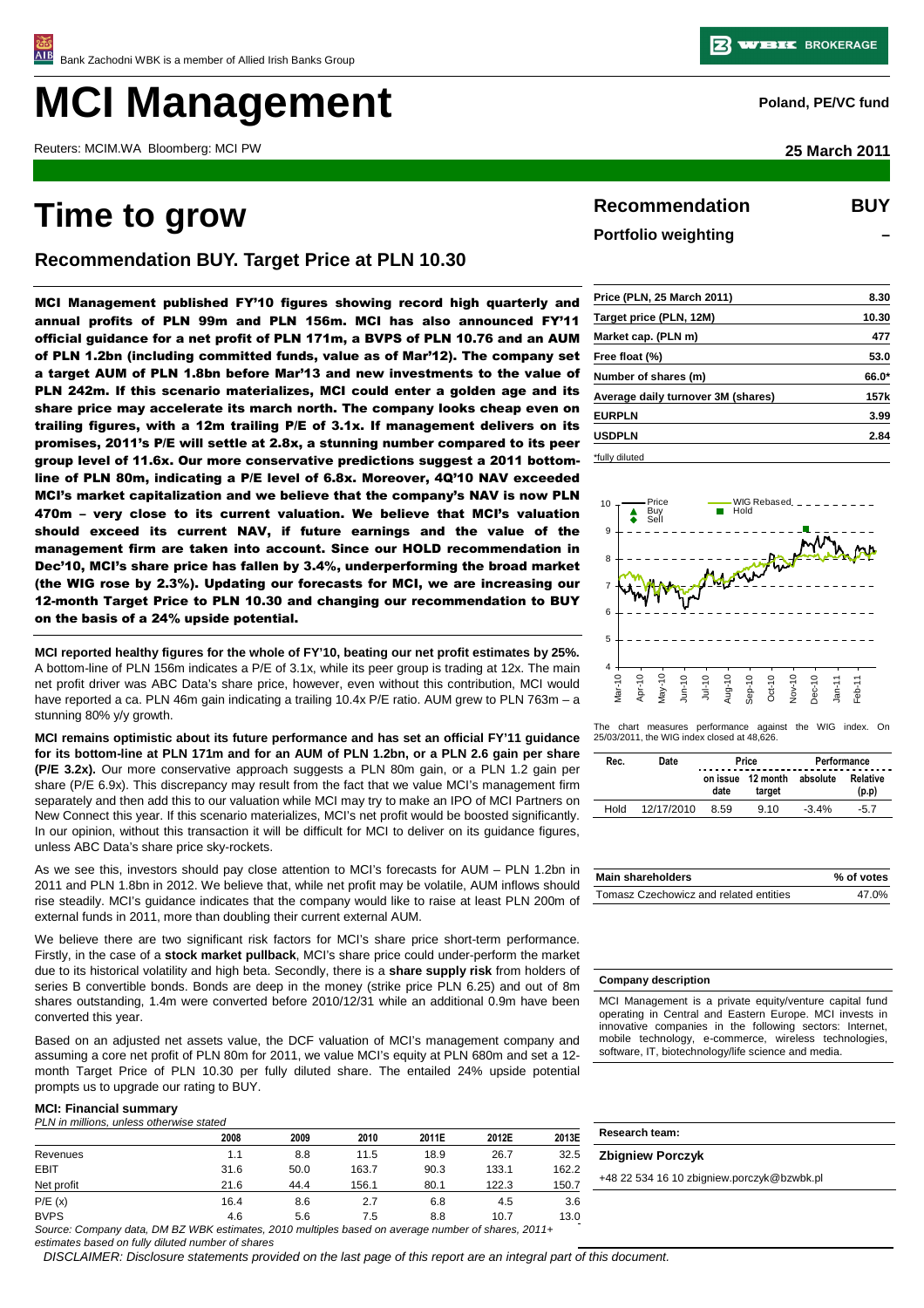Bank Zachodni WBK is a member of Allied Irish Banks Group

WBK BROKERAGE

# MCI Management

Poland, PE/VC fund

Reuters: MCIM.WA Bloomberg: MCI PW

25 March 2011

# Time to grow

## Recommendation BUY. Target Price at PLN 10.30

**Recommendation** **BUY**

**Portfolio weighting** **–**

| | |
|---|---|
| **Price (PLN, 25 March 2011)** | **8.30** |
| **Target price (PLN, 12M)** | **10.30** |
| **Market cap. (PLN m)** | **477** |
| **Free float (%)** | **53.0** |
| **Number of shares (m)** | **66.0*** |
| **Average daily turnover 3M (shares)** | **157k** |
| **EURPLN** | **3.99** |
| **USDPLN** | **2.84** |

*fully diluted

**MCI Management published FY'10 figures showing record high quarterly and annual profits of PLN 99m and PLN 156m. MCI has also announced FY'11 official guidance for a net profit of PLN 171m, a BVPS of PLN 10.76 and an AUM of PLN 1.2bn (including committed funds, value as of Mar'12). The company set a target AUM of PLN 1.8bn before Mar'13 and new investments to the value of PLN 242m. If this scenario materializes, MCI could enter a golden age and its share price may accelerate its march north. The company looks cheap even on trailing figures, with a 12m trailing P/E of 3.1x. If management delivers on its promises, 2011's P/E will settle at 2.8x, a stunning number compared to its peer group level of 11.6x. Our more conservative predictions suggest a 2011 bottom-line of PLN 80m, indicating a P/E level of 6.8x. Moreover, 4Q'10 NAV exceeded MCI's market capitalization and we believe that the company's NAV is now PLN 470m – very close to its current valuation. We believe that MCI's valuation should exceed its current NAV, if future earnings and the value of the management firm are taken into account. Since our HOLD recommendation in Dec'10, MCI's share price has fallen by 3.4%, underperforming the broad market (the WIG rose by 2.3%). Updating our forecasts for MCI, we are increasing our 12-month Target Price to PLN 10.30 and changing our recommendation to BUY on the basis of a 24% upside potential.**

Price
Buy
Sell
WIG Rebased
Hold
10
9
8
7
6
5
4
Mar-10 Apr-10 May-10 Jun-10 Jul-10 Aug-10 Sep-10 Oct-10 Nov-10 Dec-10 Jan-11 Feb-11

The chart measures performance against the WIG index. On 25/03/2011, the WIG index closed at 48,626.

| Rec. | Date | Price | | Performance | |
|---|---|---|---|---|---|
| | | on issue date | 12 month target | absolute | Relative (p.p) |
| Hold | 12/17/2010 | 8.59 | 9.10 | -3.4% | -5.7 |

**MCI reported healthy figures for the whole of FY'10, beating our net profit estimates by 25%.** A bottom-line of PLN 156m indicates a P/E of 3.1x, while its peer group is trading at 12x. The main net profit driver was ABC Data's share price, however, even without this contribution, MCI would have reported a ca. PLN 46m gain indicating a trailing 10.4x P/E ratio. AUM grew to PLN 763m – a stunning 80% y/y growth.

**MCI remains optimistic about its future performance and has set an official FY'11 guidance for its bottom-line at PLN 171m and for an AUM of PLN 1.2bn, or a PLN 2.6 gain per share (P/E 3.2x).** Our more conservative approach suggests a PLN 80m gain, or a PLN 1.2 gain per share (P/E 6.9x). This discrepancy may result from the fact that we value MCI's management firm separately and then add this to our valuation while MCI may try to make an IPO of MCI Partners on New Connect this year. If this scenario materializes, MCI's net profit would be boosted significantly. In our opinion, without this transaction it will be difficult for MCI to deliver on its guidance figures, unless ABC Data's share price sky-rockets.

As we see this, investors should pay close attention to MCI's forecasts for AUM – PLN 1.2bn in 2011 and PLN 1.8bn in 2012. We believe that, while net profit may be volatile, AUM inflows should rise steadily. MCI's guidance indicates that the company would like to raise at least PLN 200m of external funds in 2011, more than doubling their current external AUM.

We believe there are two significant risk factors for MCI's share price short-term performance. Firstly, in the case of a **stock market pullback**, MCI's share price could under-perform the market due to its historical volatility and high beta. Secondly, there is a **share supply risk** from holders of series B convertible bonds. Bonds are deep in the money (strike price PLN 6.25) and out of 8m shares outstanding, 1.4m were converted before 2010/12/31 while an additional 0.9m have been converted this year.

Based on an adjusted net assets value, the DCF valuation of MCI's management company and assuming a core net profit of PLN 80m for 2011, we value MCI's equity at PLN 680m and set a 12-month Target Price of PLN 10.30 per fully diluted share. The entailed 24% upside potential prompts us to upgrade our rating to BUY.

| Main shareholders | % of votes |
|---|---|
| Tomasz Czechowicz and related entities | 47.0% |

**Company description**

MCI Management is a private equity/venture capital fund operating in Central and Eastern Europe. MCI invests in innovative companies in the following sectors: Internet, mobile technology, e-commerce, wireless technologies, software, IT, biotechnology/life science and media.

**MCI: Financial summary**

*PLN in millions, unless otherwise stated*

| | 2008 | 2009 | 2010 | 2011E | 2012E | 2013E |
|---|---|---|---|---|---|---|
| Revenues | 1.1 | 8.8 | 11.5 | 18.9 | 26.7 | 32.5 |
| EBIT | 31.6 | 50.0 | 163.7 | 90.3 | 133.1 | 162.2 |
| Net profit | 21.6 | 44.4 | 156.1 | 80.1 | 122.3 | 150.7 |
| P/E (x) | 16.4 | 8.6 | 2.7 | 6.8 | 4.5 | 3.6 |
| BVPS | 4.6 | 5.6 | 7.5 | 8.8 | 10.7 | 13.0 |

*Source: Company data, DM BZ WBK estimates, 2010 multiples based on average number of shares, 2011+ estimates based on fully diluted number of shares*

**Research team:**

**Zbigniew Porczyk**

+48 22 534 16 10 zbigniew.porczyk@bzwbk.pl

*DISCLAIMER: Disclosure statements provided on the last page of this report are an integral part of this document.*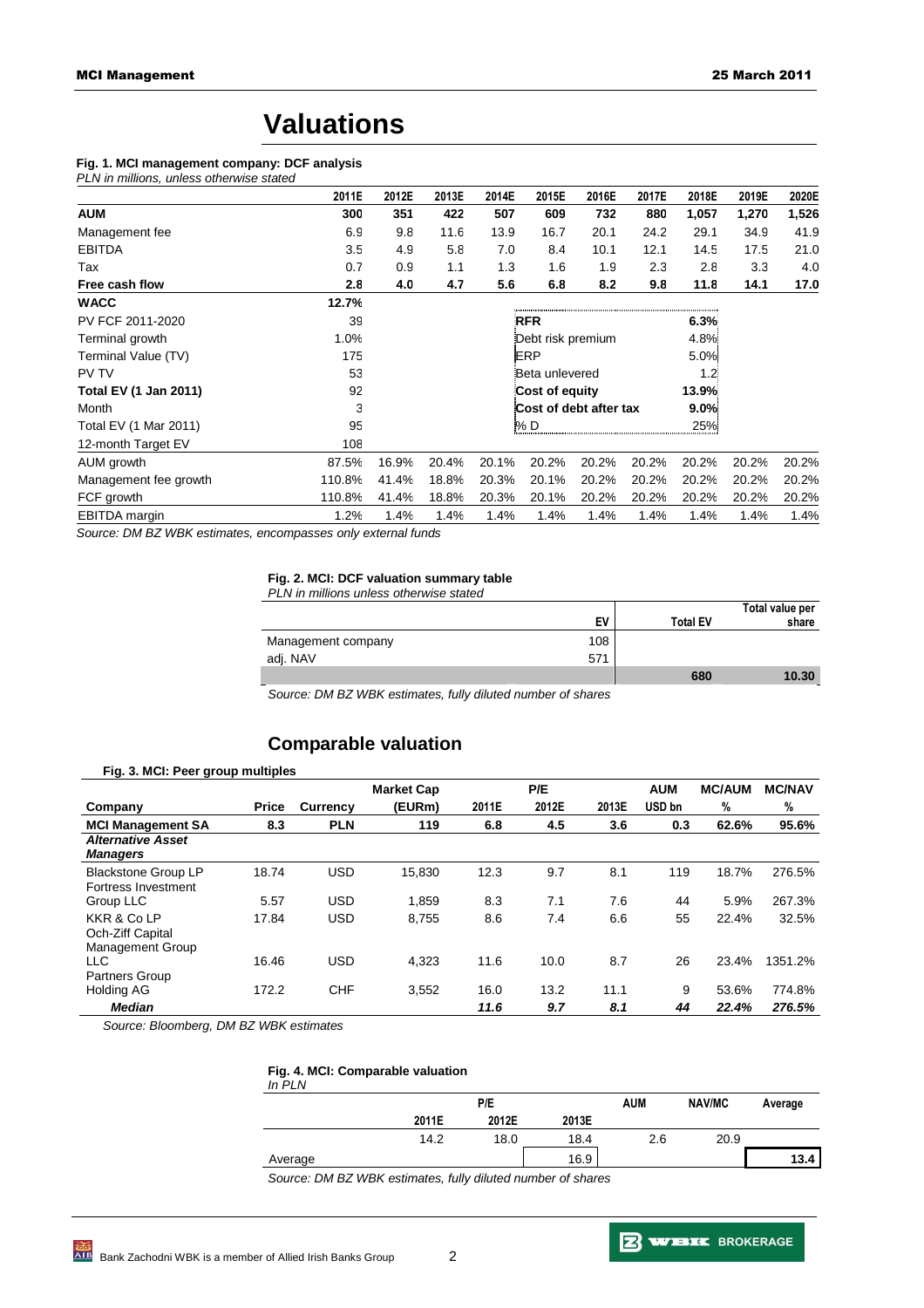# Valuations

**Fig. 1. MCI management company: DCF analysis**

*PLN in millions, unless otherwise stated*

| | 2011E | 2012E | 2013E | 2014E | 2015E | 2016E | 2017E | 2018E | 2019E | 2020E |
|---|---|---|---|---|---|---|---|---|---|---|
| **AUM** | **300** | **351** | **422** | **507** | **609** | **732** | **880** | **1,057** | **1,270** | **1,526** |
| Management fee | 6.9 | 9.8 | 11.6 | 13.9 | 16.7 | 20.1 | 24.2 | 29.1 | 34.9 | 41.9 |
| EBITDA | 3.5 | 4.9 | 5.8 | 7.0 | 8.4 | 10.1 | 12.1 | 14.5 | 17.5 | 21.0 |
| Tax | 0.7 | 0.9 | 1.1 | 1.3 | 1.6 | 1.9 | 2.3 | 2.8 | 3.3 | 4.0 |
| **Free cash flow** | **2.8** | **4.0** | **4.7** | **5.6** | **6.8** | **8.2** | **9.8** | **11.8** | **14.1** | **17.0** |
| **WACC** | **12.7%** | | | | | | | | | |
| PV FCF 2011-2020 | 39 | | | | **RFR** | | | **6.3%** | | |
| Terminal growth | 1.0% | | | | Debt risk premium | | | 4.8% | | |
| Terminal Value (TV) | 175 | | | | ERP | | | 5.0% | | |
| PV TV | 53 | | | | Beta unlevered | | | 1.2 | | |
| **Total EV (1 Jan 2011)** | 92 | | | | **Cost of equity** | | | **13.9%** | | |
| Month | 3 | | | | **Cost of debt after tax** | | | **9.0%** | | |
| Total EV (1 Mar 2011) | 95 | | | | % D | | | 25% | | |
| 12-month Target EV | 108 | | | | | | | | | |
| AUM growth | 87.5% | 16.9% | 20.4% | 20.1% | 20.2% | 20.2% | 20.2% | 20.2% | 20.2% | 20.2% |
| Management fee growth | 110.8% | 41.4% | 18.8% | 20.3% | 20.1% | 20.2% | 20.2% | 20.2% | 20.2% | 20.2% |
| FCF growth | 110.8% | 41.4% | 18.8% | 20.3% | 20.1% | 20.2% | 20.2% | 20.2% | 20.2% | 20.2% |
| EBITDA margin | 1.2% | 1.4% | 1.4% | 1.4% | 1.4% | 1.4% | 1.4% | 1.4% | 1.4% | 1.4% |

*Source: DM BZ WBK estimates, encompasses only external funds*

**Fig. 2. MCI: DCF valuation summary table**

*PLN in millions unless otherwise stated*

| | EV | Total EV | Total value per share |
|---|---|---|---|
| Management company | 108 | | |
| adj. NAV | 571 | | |
| | | **680** | **10.30** |

*Source: DM BZ WBK estimates, fully diluted number of shares*

## Comparable valuation

**Fig. 3. MCI: Peer group multiples**

| Company | Price | Currency | Market Cap (EURm) | P/E 2011E | P/E 2012E | P/E 2013E | AUM USD bn | MC/AUM % | MC/NAV % |
|---|---|---|---|---|---|---|---|---|---|
| **MCI Management SA** | **8.3** | **PLN** | **119** | **6.8** | **4.5** | **3.6** | **0.3** | **62.6%** | **95.6%** |
| ***Alternative Asset Managers*** | | | | | | | | | |
| Blackstone Group LP | 18.74 | USD | 15,830 | 12.3 | 9.7 | 8.1 | 119 | 18.7% | 276.5% |
| Fortress Investment Group LLC | 5.57 | USD | 1,859 | 8.3 | 7.1 | 7.6 | 44 | 5.9% | 267.3% |
| KKR & Co LP | 17.84 | USD | 8,755 | 8.6 | 7.4 | 6.6 | 55 | 22.4% | 32.5% |
| Och-Ziff Capital Management Group LLC | 16.46 | USD | 4,323 | 11.6 | 10.0 | 8.7 | 26 | 23.4% | 1351.2% |
| Partners Group Holding AG | 172.2 | CHF | 3,552 | 16.0 | 13.2 | 11.1 | 9 | 53.6% | 774.8% |
| ***Median*** | | | | ***11.6*** | ***9.7*** | ***8.1*** | ***44*** | ***22.4%*** | ***276.5%*** |

*Source: Bloomberg, DM BZ WBK estimates*

**Fig. 4. MCI: Comparable valuation**

*In PLN*

| | P/E 2011E | P/E 2012E | P/E 2013E | AUM | NAV/MC | Average |
|---|---|---|---|---|---|---|
| | 14.2 | 18.0 | 18.4 | 2.6 | 20.9 | |
| Average | | | 16.9 | | | **13.4** |

*Source: DM BZ WBK estimates, fully diluted number of shares*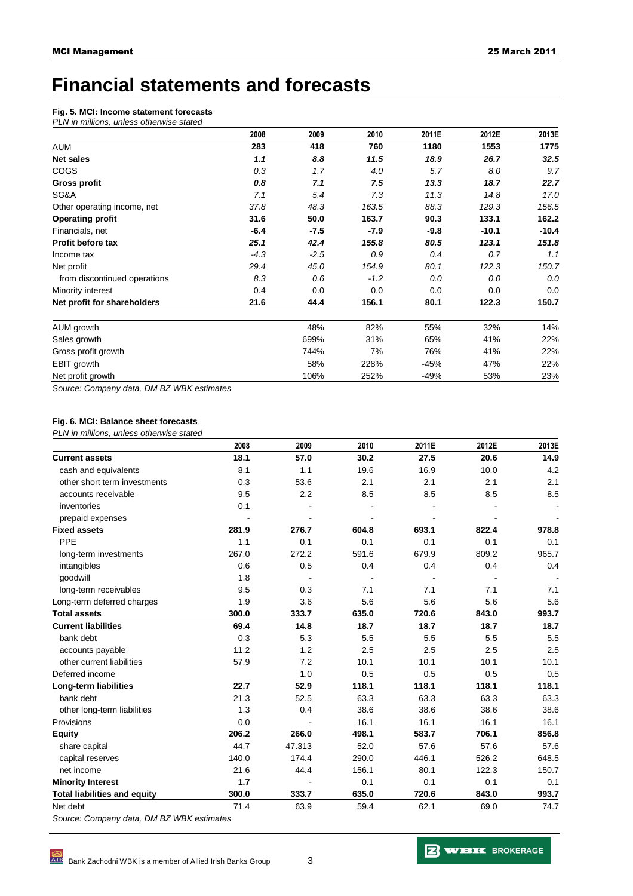# Financial statements and forecasts

**Fig. 5. MCI: Income statement forecasts**

*PLN in millions, unless otherwise stated*

| | 2008 | 2009 | 2010 | 2011E | 2012E | 2013E |
|---|---|---|---|---|---|---|
| AUM | 283 | 418 | 760 | 1180 | 1553 | 1775 |
| **Net sales** | ***1.1*** | ***8.8*** | ***11.5*** | ***18.9*** | ***26.7*** | ***32.5*** |
| COGS | *0.3* | *1.7* | *4.0* | *5.7* | *8.0* | *9.7* |
| **Gross profit** | ***0.8*** | ***7.1*** | ***7.5*** | ***13.3*** | ***18.7*** | ***22.7*** |
| SG&A | *7.1* | *5.4* | *7.3* | *11.3* | *14.8* | *17.0* |
| Other operating income, net | *37.8* | *48.3* | *163.5* | *88.3* | *129.3* | *156.5* |
| **Operating profit** | **31.6** | **50.0** | **163.7** | **90.3** | **133.1** | **162.2** |
| Financials, net | **-6.4** | **-7.5** | **-7.9** | **-9.8** | **-10.1** | **-10.4** |
| **Profit before tax** | ***25.1*** | ***42.4*** | ***155.8*** | ***80.5*** | ***123.1*** | ***151.8*** |
| Income tax | *-4.3* | *-2.5* | *0.9* | *0.4* | *0.7* | *1.1* |
| Net profit | *29.4* | *45.0* | *154.9* | *80.1* | *122.3* | *150.7* |
| from discontinued operations | *8.3* | *0.6* | *-1.2* | *0.0* | *0.0* | *0.0* |
| Minority interest | 0.4 | 0.0 | 0.0 | 0.0 | 0.0 | 0.0 |
| **Net profit for shareholders** | **21.6** | **44.4** | **156.1** | **80.1** | **122.3** | **150.7** |
| | | | | | | |
| AUM growth | | 48% | 82% | 55% | 32% | 14% |
| Sales growth | | 699% | 31% | 65% | 41% | 22% |
| Gross profit growth | | 744% | 7% | 76% | 41% | 22% |
| EBIT growth | | 58% | 228% | -45% | 47% | 22% |
| Net profit growth | | 106% | 252% | -49% | 53% | 23% |

*Source: Company data, DM BZ WBK estimates*

**Fig. 6. MCI: Balance sheet forecasts**

*PLN in millions, unless otherwise stated*

| | 2008 | 2009 | 2010 | 2011E | 2012E | 2013E |
|---|---|---|---|---|---|---|
| **Current assets** | **18.1** | **57.0** | **30.2** | **27.5** | **20.6** | **14.9** |
| cash and equivalents | 8.1 | 1.1 | 19.6 | 16.9 | 10.0 | 4.2 |
| other short term investments | 0.3 | 53.6 | 2.1 | 2.1 | 2.1 | 2.1 |
| accounts receivable | 9.5 | 2.2 | 8.5 | 8.5 | 8.5 | 8.5 |
| inventories | 0.1 | - | - | - | - | - |
| prepaid expenses | - | - | - | - | - | - |
| **Fixed assets** | **281.9** | **276.7** | **604.8** | **693.1** | **822.4** | **978.8** |
| PPE | 1.1 | 0.1 | 0.1 | 0.1 | 0.1 | 0.1 |
| long-term investments | 267.0 | 272.2 | 591.6 | 679.9 | 809.2 | 965.7 |
| intangibles | 0.6 | 0.5 | 0.4 | 0.4 | 0.4 | 0.4 |
| goodwill | 1.8 | - | - | - | - | - |
| long-term receivables | 9.5 | 0.3 | 7.1 | 7.1 | 7.1 | 7.1 |
| Long-term deferred charges | 1.9 | 3.6 | 5.6 | 5.6 | 5.6 | 5.6 |
| **Total assets** | **300.0** | **333.7** | **635.0** | **720.6** | **843.0** | **993.7** |
| **Current liabilities** | **69.4** | **14.8** | **18.7** | **18.7** | **18.7** | **18.7** |
| bank debt | 0.3 | 5.3 | 5.5 | 5.5 | 5.5 | 5.5 |
| accounts payable | 11.2 | 1.2 | 2.5 | 2.5 | 2.5 | 2.5 |
| other current liabilities | 57.9 | 7.2 | 10.1 | 10.1 | 10.1 | 10.1 |
| Deferred income | | 1.0 | 0.5 | 0.5 | 0.5 | 0.5 |
| **Long-term liabilities** | **22.7** | **52.9** | **118.1** | **118.1** | **118.1** | **118.1** |
| bank debt | 21.3 | 52.5 | 63.3 | 63.3 | 63.3 | 63.3 |
| other long-term liabilities | 1.3 | 0.4 | 38.6 | 38.6 | 38.6 | 38.6 |
| Provisions | 0.0 | - | 16.1 | 16.1 | 16.1 | 16.1 |
| **Equity** | **206.2** | **266.0** | **498.1** | **583.7** | **706.1** | **856.8** |
| share capital | 44.7 | 47.313 | 52.0 | 57.6 | 57.6 | 57.6 |
| capital reserves | 140.0 | 174.4 | 290.0 | 446.1 | 526.2 | 648.5 |
| net income | 21.6 | 44.4 | 156.1 | 80.1 | 122.3 | 150.7 |
| **Minority Interest** | **1.7** | - | **0.1** | **0.1** | **0.1** | **0.1** |
| **Total liabilities and equity** | **300.0** | **333.7** | **635.0** | **720.6** | **843.0** | **993.7** |
| Net debt | 71.4 | 63.9 | 59.4 | 62.1 | 69.0 | 74.7 |

*Source: Company data, DM BZ WBK estimates*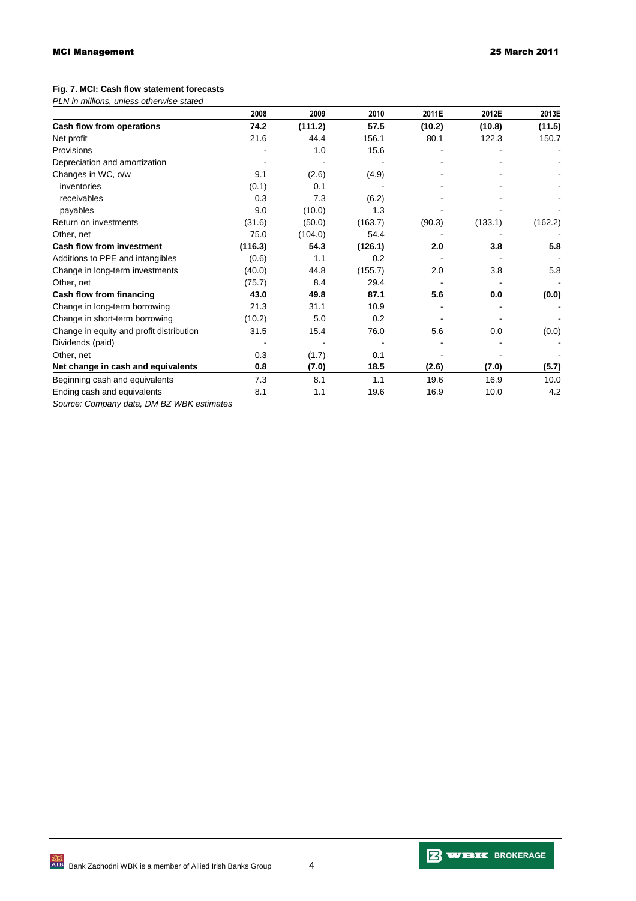**Fig. 7. MCI: Cash flow statement forecasts**

*PLN in millions, unless otherwise stated*

| | 2008 | 2009 | 2010 | 2011E | 2012E | 2013E |
|---|---|---|---|---|---|---|
| **Cash flow from operations** | **74.2** | **(111.2)** | **57.5** | **(10.2)** | **(10.8)** | **(11.5)** |
| Net profit | 21.6 | 44.4 | 156.1 | 80.1 | 122.3 | 150.7 |
| Provisions | - | 1.0 | 15.6 | - | - | - |
| Depreciation and amortization | - | - | - | - | - | - |
| Changes in WC, o/w | 9.1 | (2.6) | (4.9) | - | - | - |
| inventories | (0.1) | 0.1 | - | - | - | - |
| receivables | 0.3 | 7.3 | (6.2) | - | - | - |
| payables | 9.0 | (10.0) | 1.3 | - | - | - |
| Return on investments | (31.6) | (50.0) | (163.7) | (90.3) | (133.1) | (162.2) |
| Other, net | 75.0 | (104.0) | 54.4 | - | - | - |
| **Cash flow from investment** | **(116.3)** | **54.3** | **(126.1)** | **2.0** | **3.8** | **5.8** |
| Additions to PPE and intangibles | (0.6) | 1.1 | 0.2 | - | - | - |
| Change in long-term investments | (40.0) | 44.8 | (155.7) | 2.0 | 3.8 | 5.8 |
| Other, net | (75.7) | 8.4 | 29.4 | - | - | - |
| **Cash flow from financing** | **43.0** | **49.8** | **87.1** | **5.6** | **0.0** | **(0.0)** |
| Change in long-term borrowing | 21.3 | 31.1 | 10.9 | - | - | - |
| Change in short-term borrowing | (10.2) | 5.0 | 0.2 | - | - | - |
| Change in equity and profit distribution | 31.5 | 15.4 | 76.0 | 5.6 | 0.0 | (0.0) |
| Dividends (paid) | - | - | - | - | - | - |
| Other, net | 0.3 | (1.7) | 0.1 | - | - | - |
| **Net change in cash and equivalents** | **0.8** | **(7.0)** | **18.5** | **(2.6)** | **(7.0)** | **(5.7)** |
| Beginning cash and equivalents | 7.3 | 8.1 | 1.1 | 19.6 | 16.9 | 10.0 |
| Ending cash and equivalents | 8.1 | 1.1 | 19.6 | 16.9 | 10.0 | 4.2 |

*Source: Company data, DM BZ WBK estimates*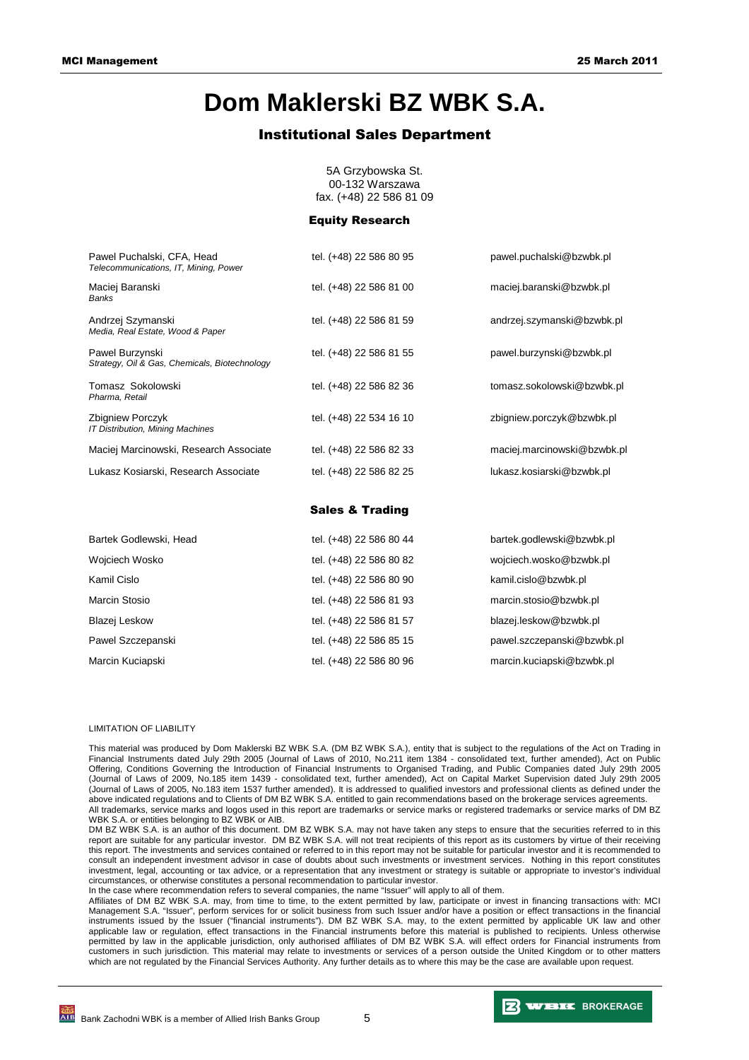# Dom Maklerski BZ WBK S.A.

## Institutional Sales Department

5A Grzybowska St.
00-132 Warszawa
fax. (+48) 22 586 81 09

### Equity Research

| | | |
|---|---|---|
| Pawel Puchalski, CFA, Head<br>*Telecommunications, IT, Mining, Power* | tel. (+48) 22 586 80 95 | pawel.puchalski@bzwbk.pl |
| Maciej Baranski<br>*Banks* | tel. (+48) 22 586 81 00 | maciej.baranski@bzwbk.pl |
| Andrzej Szymanski<br>*Media, Real Estate, Wood & Paper* | tel. (+48) 22 586 81 59 | andrzej.szymanski@bzwbk.pl |
| Pawel Burzynski<br>*Strategy, Oil & Gas, Chemicals, Biotechnology* | tel. (+48) 22 586 81 55 | pawel.burzynski@bzwbk.pl |
| Tomasz Sokolowski<br>*Pharma, Retail* | tel. (+48) 22 586 82 36 | tomasz.sokolowski@bzwbk.pl |
| Zbigniew Porczyk<br>*IT Distribution, Mining Machines* | tel. (+48) 22 534 16 10 | zbigniew.porczyk@bzwbk.pl |
| Maciej Marcinowski, Research Associate | tel. (+48) 22 586 82 33 | maciej.marcinowski@bzwbk.pl |
| Lukasz Kosiarski, Research Associate | tel. (+48) 22 586 82 25 | lukasz.kosiarski@bzwbk.pl |

### Sales & Trading

| | | |
|---|---|---|
| Bartek Godlewski, Head | tel. (+48) 22 586 80 44 | bartek.godlewski@bzwbk.pl |
| Wojciech Wosko | tel. (+48) 22 586 80 82 | wojciech.wosko@bzwbk.pl |
| Kamil Cislo | tel. (+48) 22 586 80 90 | kamil.cislo@bzwbk.pl |
| Marcin Stosio | tel. (+48) 22 586 81 93 | marcin.stosio@bzwbk.pl |
| Blazej Leskow | tel. (+48) 22 586 81 57 | blazej.leskow@bzwbk.pl |
| Pawel Szczepanski | tel. (+48) 22 586 85 15 | pawel.szczepanski@bzwbk.pl |
| Marcin Kuciapski | tel. (+48) 22 586 80 96 | marcin.kuciapski@bzwbk.pl |

LIMITATION OF LIABILITY

This material was produced by Dom Maklerski BZ WBK S.A. (DM BZ WBK S.A.), entity that is subject to the regulations of the Act on Trading in Financial Instruments dated July 29th 2005 (Journal of Laws of 2010, No.211 item 1384 - consolidated text, further amended), Act on Public Offering, Conditions Governing the Introduction of Financial Instruments to Organised Trading, and Public Companies dated July 29th 2005 (Journal of Laws of 2009, No.185 item 1439 - consolidated text, further amended), Act on Capital Market Supervision dated July 29th 2005 (Journal of Laws of 2005, No.183 item 1537 further amended). It is addressed to qualified investors and professional clients as defined under the above indicated regulations and to Clients of DM BZ WBK S.A. entitled to gain recommendations based on the brokerage services agreements.
All trademarks, service marks and logos used in this report are trademarks or service marks or registered trademarks or service marks of DM BZ WBK S.A. or entities belonging to BZ WBK or AIB.
DM BZ WBK S.A. is an author of this document. DM BZ WBK S.A. may not have taken any steps to ensure that the securities referred to in this report are suitable for any particular investor. DM BZ WBK S.A. will not treat recipients of this report as its customers by virtue of their receiving this report. The investments and services contained or referred to in this report may not be suitable for particular investor and it is recommended to consult an independent investment advisor in case of doubts about such investments or investment services. Nothing in this report constitutes investment, legal, accounting or tax advice, or a representation that any investment or strategy is suitable or appropriate to investor's individual circumstances, or otherwise constitutes a personal recommendation to particular investor.
In the case where recommendation refers to several companies, the name "Issuer" will apply to all of them.
Affiliates of DM BZ WBK S.A. may, from time to time, to the extent permitted by law, participate or invest in financing transactions with: MCI Management S.A. "Issuer", perform services for or solicit business from such Issuer and/or have a position or effect transactions in the financial instruments issued by the Issuer ("financial instruments"). DM BZ WBK S.A. may, to the extent permitted by applicable UK law and other applicable law or regulation, effect transactions in the Financial instruments before this material is published to recipients. Unless otherwise permitted by law in the applicable jurisdiction, only authorised affiliates of DM BZ WBK S.A. will effect orders for Financial instruments from customers in such jurisdiction. This material may relate to investments or services of a person outside the United Kingdom or to other matters which are not regulated by the Financial Services Authority. Any further details as to where this may be the case are available upon request.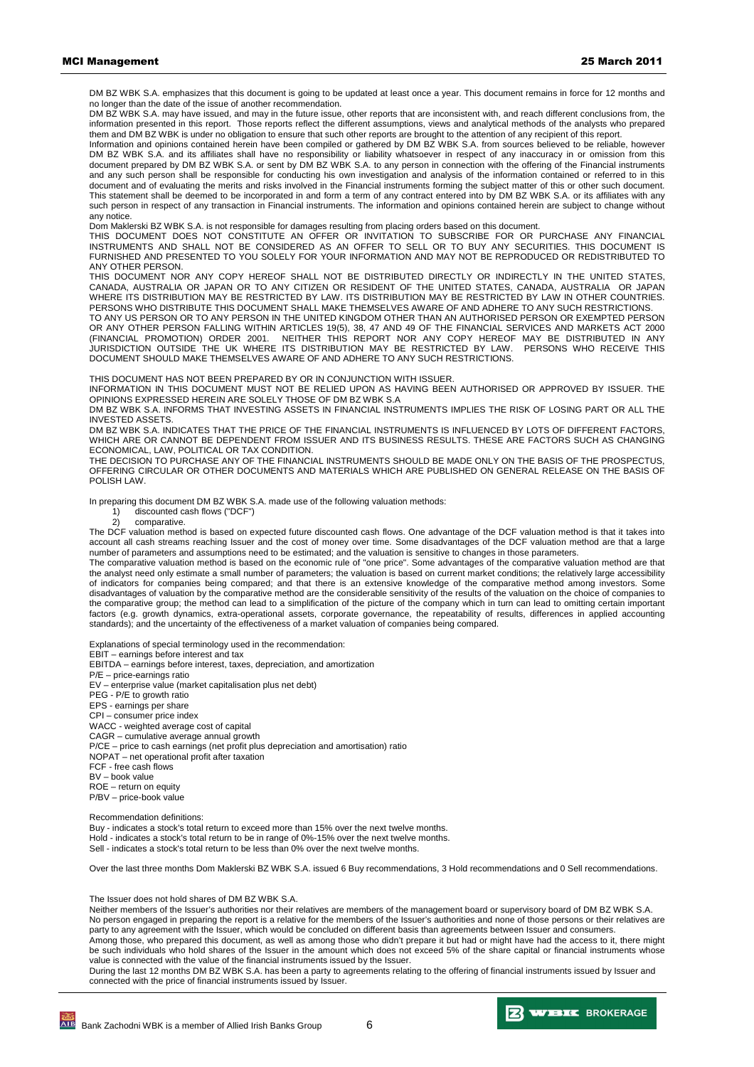DM BZ WBK S.A. emphasizes that this document is going to be updated at least once a year. This document remains in force for 12 months and no longer than the date of the issue of another recommendation.

DM BZ WBK S.A. may have issued, and may in the future issue, other reports that are inconsistent with, and reach different conclusions from, the information presented in this report. Those reports reflect the different assumptions, views and analytical methods of the analysts who prepared them and DM BZ WBK is under no obligation to ensure that such other reports are brought to the attention of any recipient of this report.

Information and opinions contained herein have been compiled or gathered by DM BZ WBK S.A. from sources believed to be reliable, however DM BZ WBK S.A. and its affiliates shall have no responsibility or liability whatsoever in respect of any inaccuracy in or omission from this document prepared by DM BZ WBK S.A. or sent by DM BZ WBK S.A. to any person in connection with the offering of the Financial instruments and any such person shall be responsible for conducting his own investigation and analysis of the information contained or referred to in this document and of evaluating the merits and risks involved in the Financial instruments forming the subject matter of this or other such document. This statement shall be deemed to be incorporated in and form a term of any contract entered into by DM BZ WBK S.A. or its affiliates with any such person in respect of any transaction in Financial instruments. The information and opinions contained herein are subject to change without any notice.

Dom Maklerski BZ WBK S.A. is not responsible for damages resulting from placing orders based on this document.

THIS DOCUMENT DOES NOT CONSTITUTE AN OFFER OR INVITATION TO SUBSCRIBE FOR OR PURCHASE ANY FINANCIAL INSTRUMENTS AND SHALL NOT BE CONSIDERED AS AN OFFER TO SELL OR TO BUY ANY SECURITIES. THIS DOCUMENT IS FURNISHED AND PRESENTED TO YOU SOLELY FOR YOUR INFORMATION AND MAY NOT BE REPRODUCED OR REDISTRIBUTED TO ANY OTHER PERSON.

THIS DOCUMENT NOR ANY COPY HEREOF SHALL NOT BE DISTRIBUTED DIRECTLY OR INDIRECTLY IN THE UNITED STATES, CANADA, AUSTRALIA OR JAPAN OR TO ANY CITIZEN OR RESIDENT OF THE UNITED STATES, CANADA, AUSTRALIA OR JAPAN WHERE ITS DISTRIBUTION MAY BE RESTRICTED BY LAW. ITS DISTRIBUTION MAY BE RESTRICTED BY LAW IN OTHER COUNTRIES. PERSONS WHO DISTRIBUTE THIS DOCUMENT SHALL MAKE THEMSELVES AWARE OF AND ADHERE TO ANY SUCH RESTRICTIONS.

TO ANY US PERSON OR TO ANY PERSON IN THE UNITED KINGDOM OTHER THAN AN AUTHORISED PERSON OR EXEMPTED PERSON OR ANY OTHER PERSON FALLING WITHIN ARTICLES 19(5), 38, 47 AND 49 OF THE FINANCIAL SERVICES AND MARKETS ACT 2000 (FINANCIAL PROMOTION) ORDER 2001. NEITHER THIS REPORT NOR ANY COPY HEREOF MAY BE DISTRIBUTED IN ANY JURISDICTION OUTSIDE THE UK WHERE ITS DISTRIBUTION MAY BE RESTRICTED BY LAW. PERSONS WHO RECEIVE THIS DOCUMENT SHOULD MAKE THEMSELVES AWARE OF AND ADHERE TO ANY SUCH RESTRICTIONS.

THIS DOCUMENT HAS NOT BEEN PREPARED BY OR IN CONJUNCTION WITH ISSUER.

INFORMATION IN THIS DOCUMENT MUST NOT BE RELIED UPON AS HAVING BEEN AUTHORISED OR APPROVED BY ISSUER. THE OPINIONS EXPRESSED HEREIN ARE SOLELY THOSE OF DM BZ WBK S.A

DM BZ WBK S.A. INFORMS THAT INVESTING ASSETS IN FINANCIAL INSTRUMENTS IMPLIES THE RISK OF LOSING PART OR ALL THE INVESTED ASSETS.

DM BZ WBK S.A. INDICATES THAT THE PRICE OF THE FINANCIAL INSTRUMENTS IS INFLUENCED BY LOTS OF DIFFERENT FACTORS, WHICH ARE OR CANNOT BE DEPENDENT FROM ISSUER AND ITS BUSINESS RESULTS. THESE ARE FACTORS SUCH AS CHANGING ECONOMICAL, LAW, POLITICAL OR TAX CONDITION.

THE DECISION TO PURCHASE ANY OF THE FINANCIAL INSTRUMENTS SHOULD BE MADE ONLY ON THE BASIS OF THE PROSPECTUS, OFFERING CIRCULAR OR OTHER DOCUMENTS AND MATERIALS WHICH ARE PUBLISHED ON GENERAL RELEASE ON THE BASIS OF POLISH LAW.

In preparing this document DM BZ WBK S.A. made use of the following valuation methods:

1) discounted cash flows ("DCF")
2) comparative.

The DCF valuation method is based on expected future discounted cash flows. One advantage of the DCF valuation method is that it takes into account all cash streams reaching Issuer and the cost of money over time. Some disadvantages of the DCF valuation method are that a large number of parameters and assumptions need to be estimated; and the valuation is sensitive to changes in those parameters.

The comparative valuation method is based on the economic rule of "one price". Some advantages of the comparative valuation method are that the analyst need only estimate a small number of parameters; the valuation is based on current market conditions; the relatively large accessibility of indicators for companies being compared; and that there is an extensive knowledge of the comparative method among investors. Some disadvantages of valuation by the comparative method are the considerable sensitivity of the results of the valuation on the choice of companies to the comparative group; the method can lead to a simplification of the picture of the company which in turn can lead to omitting certain important factors (e.g. growth dynamics, extra-operational assets, corporate governance, the repeatability of results, differences in applied accounting standards); and the uncertainty of the effectiveness of a market valuation of companies being compared.

Explanations of special terminology used in the recommendation:
EBIT – earnings before interest and tax
EBITDA – earnings before interest, taxes, depreciation, and amortization
P/E – price-earnings ratio
EV – enterprise value (market capitalisation plus net debt)
PEG - P/E to growth ratio
EPS - earnings per share
CPI – consumer price index
WACC - weighted average cost of capital
CAGR – cumulative average annual growth
P/CE – price to cash earnings (net profit plus depreciation and amortisation) ratio
NOPAT – net operational profit after taxation
FCF - free cash flows
BV – book value
ROE – return on equity
P/BV – price-book value

Recommendation definitions:
Buy - indicates a stock's total return to exceed more than 15% over the next twelve months.
Hold - indicates a stock's total return to be in range of 0%-15% over the next twelve months.
Sell - indicates a stock's total return to be less than 0% over the next twelve months.

Over the last three months Dom Maklerski BZ WBK S.A. issued 6 Buy recommendations, 3 Hold recommendations and 0 Sell recommendations.

The Issuer does not hold shares of DM BZ WBK S.A.

Neither members of the Issuer's authorities nor their relatives are members of the management board or supervisory board of DM BZ WBK S.A.

No person engaged in preparing the report is a relative for the members of the Issuer's authorities and none of those persons or their relatives are party to any agreement with the Issuer, which would be concluded on different basis than agreements between Issuer and consumers.

Among those, who prepared this document, as well as among those who didn't prepare it but had or might have had the access to it, there might be such individuals who hold shares of the Issuer in the amount which does not exceed 5% of the share capital or financial instruments whose value is connected with the value of the financial instruments issued by the Issuer.

During the last 12 months DM BZ WBK S.A. has been a party to agreements relating to the offering of financial instruments issued by Issuer and connected with the price of financial instruments issued by Issuer.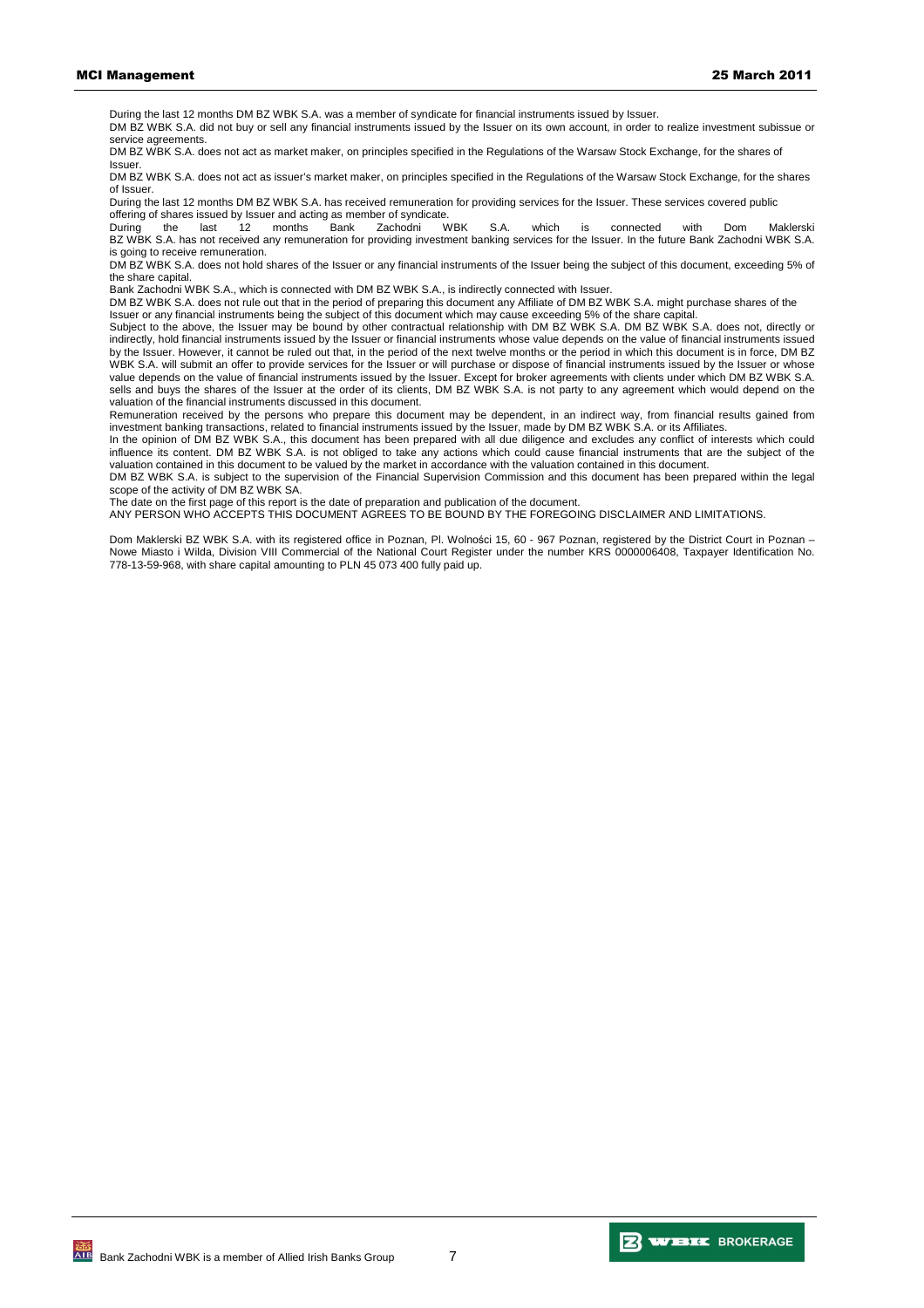During the last 12 months DM BZ WBK S.A. was a member of syndicate for financial instruments issued by Issuer.

DM BZ WBK S.A. did not buy or sell any financial instruments issued by the Issuer on its own account, in order to realize investment subissue or service agreements.

DM BZ WBK S.A. does not act as market maker, on principles specified in the Regulations of the Warsaw Stock Exchange, for the shares of Issuer.

DM BZ WBK S.A. does not act as issuer's market maker, on principles specified in the Regulations of the Warsaw Stock Exchange, for the shares of Issuer.

During the last 12 months DM BZ WBK S.A. has received remuneration for providing services for the Issuer. These services covered public offering of shares issued by Issuer and acting as member of syndicate.

During the last 12 months Bank Zachodni WBK S.A. which is connected with Dom Maklerski BZ WBK S.A. has not received any remuneration for providing investment banking services for the Issuer. In the future Bank Zachodni WBK S.A. is going to receive remuneration.

DM BZ WBK S.A. does not hold shares of the Issuer or any financial instruments of the Issuer being the subject of this document, exceeding 5% of the share capital.

Bank Zachodni WBK S.A., which is connected with DM BZ WBK S.A., is indirectly connected with Issuer.

DM BZ WBK S.A. does not rule out that in the period of preparing this document any Affiliate of DM BZ WBK S.A. might purchase shares of the Issuer or any financial instruments being the subject of this document which may cause exceeding 5% of the share capital.

Subject to the above, the Issuer may be bound by other contractual relationship with DM BZ WBK S.A. DM BZ WBK S.A. does not, directly or indirectly, hold financial instruments issued by the Issuer or financial instruments whose value depends on the value of financial instruments issued by the Issuer. However, it cannot be ruled out that, in the period of the next twelve months or the period in which this document is in force, DM BZ WBK S.A. will submit an offer to provide services for the Issuer or will purchase or dispose of financial instruments issued by the Issuer or whose value depends on the value of financial instruments issued by the Issuer. Except for broker agreements with clients under which DM BZ WBK S.A. sells and buys the shares of the Issuer at the order of its clients, DM BZ WBK S.A. is not party to any agreement which would depend on the valuation of the financial instruments discussed in this document.

Remuneration received by the persons who prepare this document may be dependent, in an indirect way, from financial results gained from investment banking transactions, related to financial instruments issued by the Issuer, made by DM BZ WBK S.A. or its Affiliates.

In the opinion of DM BZ WBK S.A., this document has been prepared with all due diligence and excludes any conflict of interests which could influence its content. DM BZ WBK S.A. is not obliged to take any actions which could cause financial instruments that are the subject of the valuation contained in this document to be valued by the market in accordance with the valuation contained in this document.

DM BZ WBK S.A. is subject to the supervision of the Financial Supervision Commission and this document has been prepared within the legal scope of the activity of DM BZ WBK SA.

The date on the first page of this report is the date of preparation and publication of the document.

ANY PERSON WHO ACCEPTS THIS DOCUMENT AGREES TO BE BOUND BY THE FOREGOING DISCLAIMER AND LIMITATIONS.

Dom Maklerski BZ WBK S.A. with its registered office in Poznan, Pl. Wolności 15, 60 - 967 Poznan, registered by the District Court in Poznan – Nowe Miasto i Wilda, Division VIII Commercial of the National Court Register under the number KRS 0000006408, Taxpayer Identification No. 778-13-59-968, with share capital amounting to PLN 45 073 400 fully paid up.